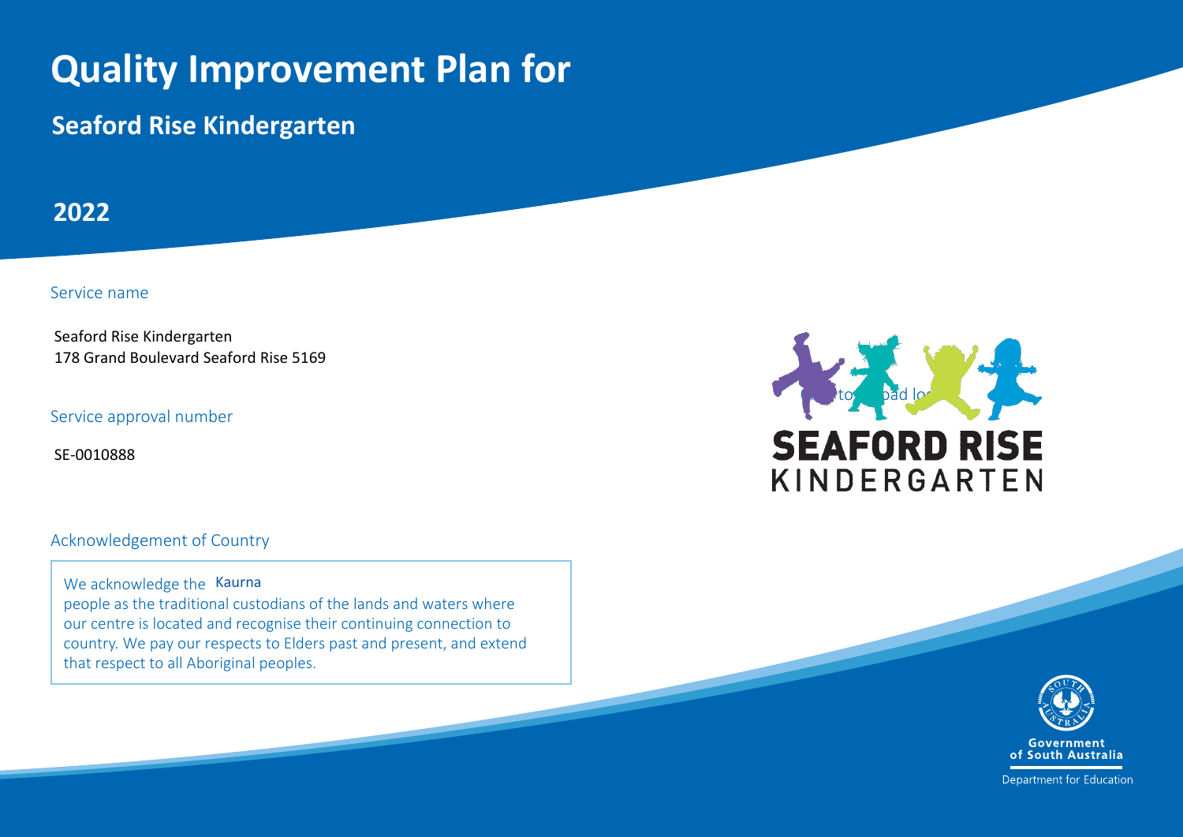# Quality Improvement Plan for

## Seaford Rise Kindergarten

## 2022

### Service name

Seaford Rise Kindergarten
178 Grand Boulevard Seaford Rise 5169

### Service approval number

SE-0010888

### Acknowledgement of Country

We acknowledge the Kaurna people as the traditional custodians of the lands and waters where our centre is located and recognise their continuing connection to country. We pay our respects to Elders past and present, and extend that respect to all Aboriginal peoples.

SEAFORD RISE KINDERGARTEN

Government of South Australia
Department for Education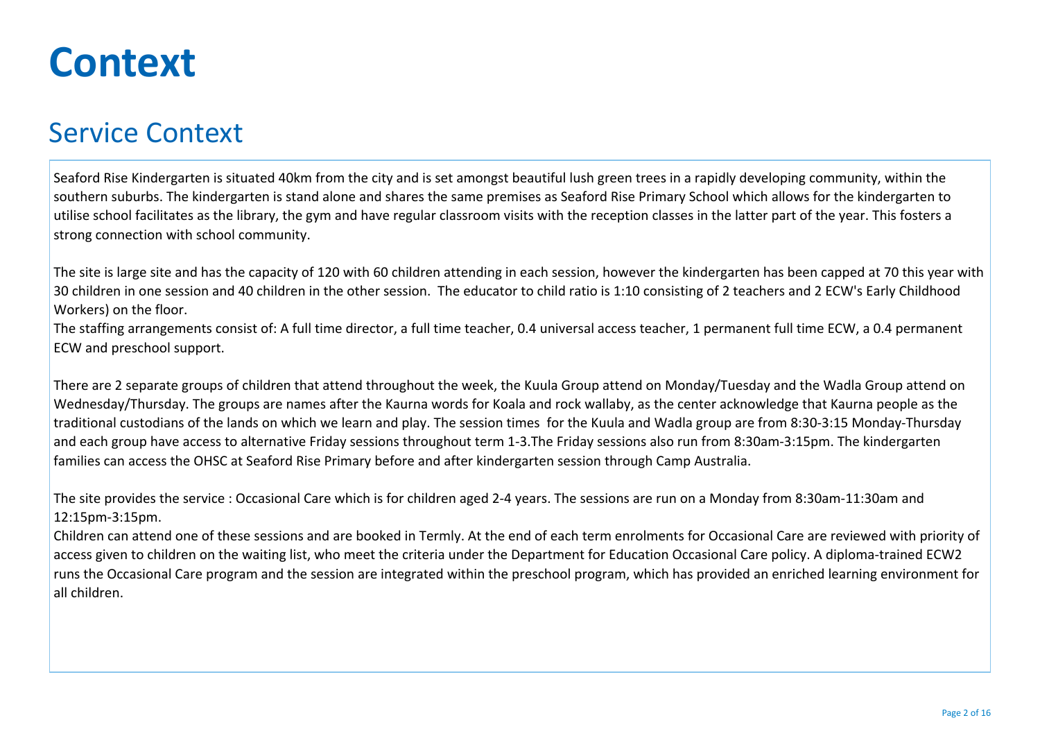# Context

## Service Context

Seaford Rise Kindergarten is situated 40km from the city and is set amongst beautiful lush green trees in a rapidly developing community, within the southern suburbs. The kindergarten is stand alone and shares the same premises as Seaford Rise Primary School which allows for the kindergarten to utilise school facilitates as the library, the gym and have regular classroom visits with the reception classes in the latter part of the year. This fosters a strong connection with school community.

The site is large site and has the capacity of 120 with 60 children attending in each session, however the kindergarten has been capped at 70 this year with 30 children in one session and 40 children in the other session. The educator to child ratio is 1:10 consisting of 2 teachers and 2 ECW's Early Childhood Workers) on the floor.
The staffing arrangements consist of: A full time director, a full time teacher, 0.4 universal access teacher, 1 permanent full time ECW, a 0.4 permanent ECW and preschool support.

There are 2 separate groups of children that attend throughout the week, the Kuula Group attend on Monday/Tuesday and the Wadla Group attend on Wednesday/Thursday. The groups are names after the Kaurna words for Koala and rock wallaby, as the center acknowledge that Kaurna people as the traditional custodians of the lands on which we learn and play. The session times for the Kuula and Wadla group are from 8:30-3:15 Monday-Thursday and each group have access to alternative Friday sessions throughout term 1-3.The Friday sessions also run from 8:30am-3:15pm. The kindergarten families can access the OHSC at Seaford Rise Primary before and after kindergarten session through Camp Australia.

The site provides the service : Occasional Care which is for children aged 2-4 years. The sessions are run on a Monday from 8:30am-11:30am and 12:15pm-3:15pm.
Children can attend one of these sessions and are booked in Termly. At the end of each term enrolments for Occasional Care are reviewed with priority of access given to children on the waiting list, who meet the criteria under the Department for Education Occasional Care policy. A diploma-trained ECW2 runs the Occasional Care program and the session are integrated within the preschool program, which has provided an enriched learning environment for all children.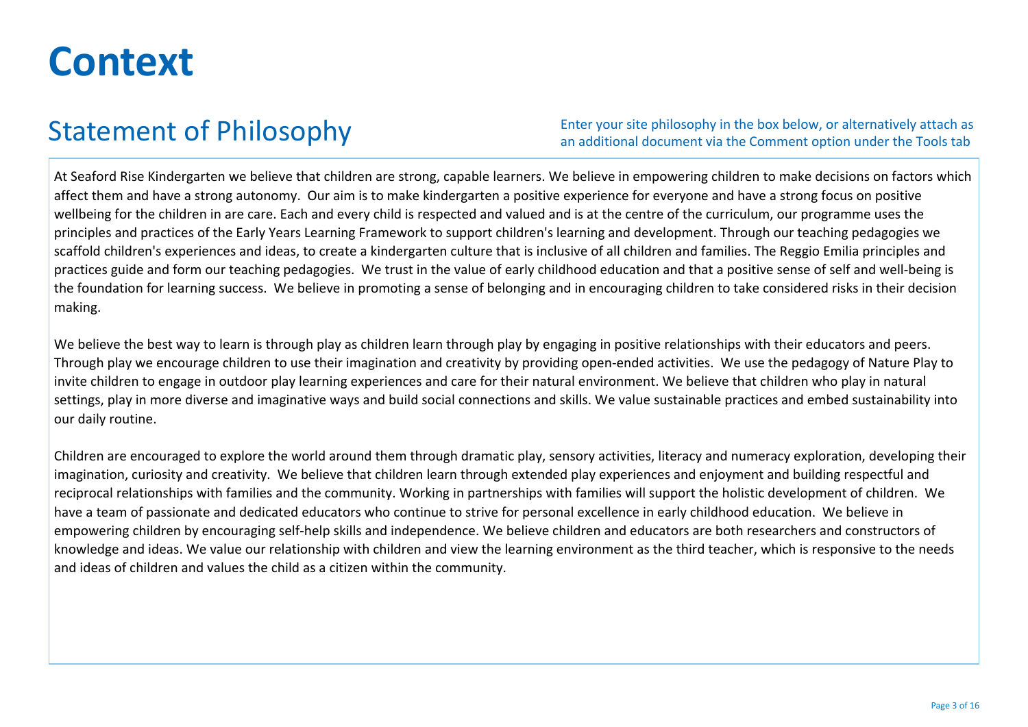# Context

## Statement of Philosophy

Enter your site philosophy in the box below, or alternatively attach as an additional document via the Comment option under the Tools tab

At Seaford Rise Kindergarten we believe that children are strong, capable learners. We believe in empowering children to make decisions on factors which affect them and have a strong autonomy. Our aim is to make kindergarten a positive experience for everyone and have a strong focus on positive wellbeing for the children in are care. Each and every child is respected and valued and is at the centre of the curriculum, our programme uses the principles and practices of the Early Years Learning Framework to support children's learning and development. Through our teaching pedagogies we scaffold children's experiences and ideas, to create a kindergarten culture that is inclusive of all children and families. The Reggio Emilia principles and practices guide and form our teaching pedagogies. We trust in the value of early childhood education and that a positive sense of self and well-being is the foundation for learning success. We believe in promoting a sense of belonging and in encouraging children to take considered risks in their decision making.

We believe the best way to learn is through play as children learn through play by engaging in positive relationships with their educators and peers. Through play we encourage children to use their imagination and creativity by providing open-ended activities. We use the pedagogy of Nature Play to invite children to engage in outdoor play learning experiences and care for their natural environment. We believe that children who play in natural settings, play in more diverse and imaginative ways and build social connections and skills. We value sustainable practices and embed sustainability into our daily routine.

Children are encouraged to explore the world around them through dramatic play, sensory activities, literacy and numeracy exploration, developing their imagination, curiosity and creativity. We believe that children learn through extended play experiences and enjoyment and building respectful and reciprocal relationships with families and the community. Working in partnerships with families will support the holistic development of children. We have a team of passionate and dedicated educators who continue to strive for personal excellence in early childhood education. We believe in empowering children by encouraging self-help skills and independence. We believe children and educators are both researchers and constructors of knowledge and ideas. We value our relationship with children and view the learning environment as the third teacher, which is responsive to the needs and ideas of children and values the child as a citizen within the community.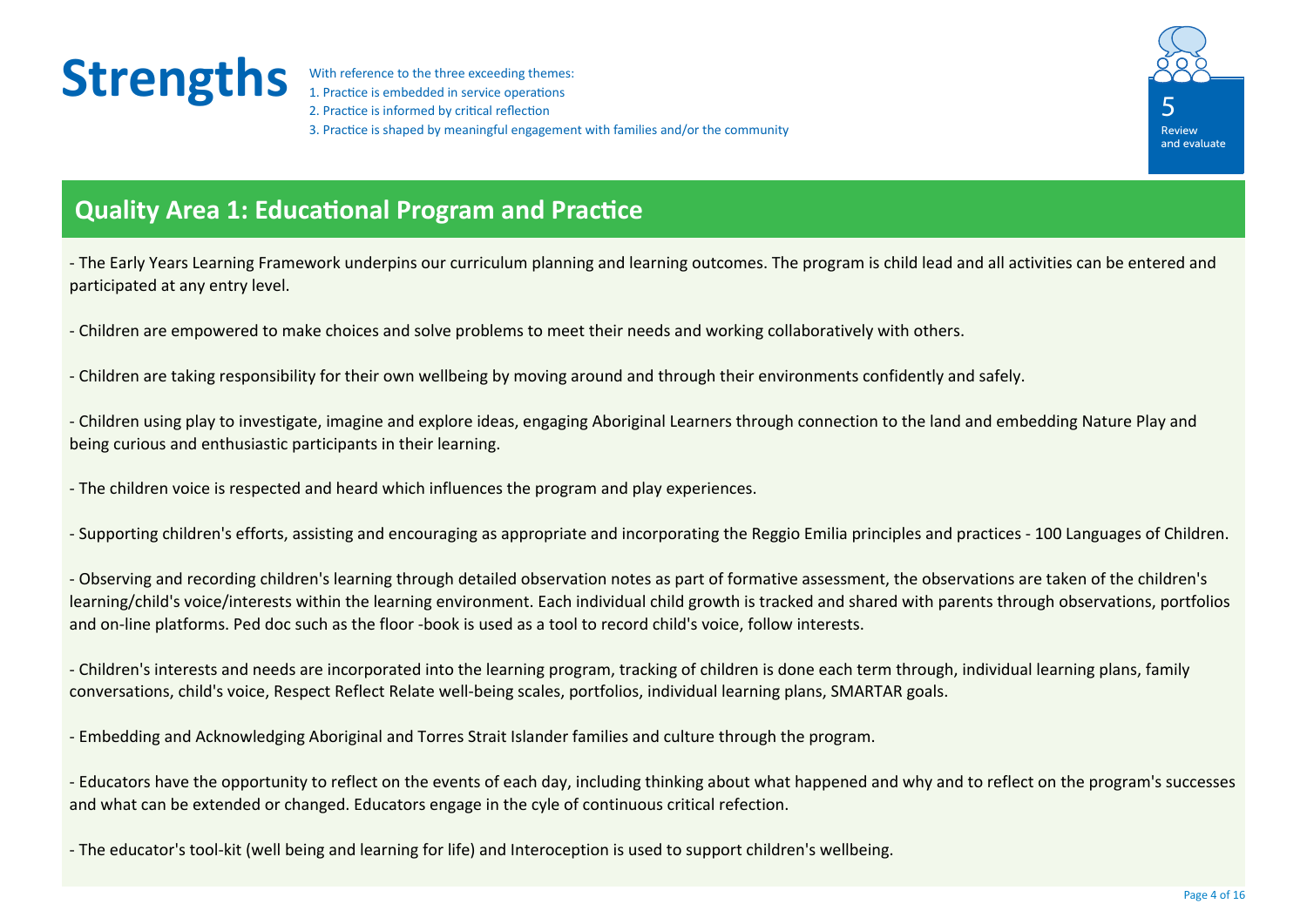# Strengths

With reference to the three exceeding themes:
1. Practice is embedded in service operations
2. Practice is informed by critical reflection
3. Practice is shaped by meaningful engagement with families and/or the community

5
Review and evaluate

## Quality Area 1: Educational Program and Practice

- The Early Years Learning Framework underpins our curriculum planning and learning outcomes. The program is child lead and all activities can be entered and participated at any entry level.

- Children are empowered to make choices and solve problems to meet their needs and working collaboratively with others.

- Children are taking responsibility for their own wellbeing by moving around and through their environments confidently and safely.

- Children using play to investigate, imagine and explore ideas, engaging Aboriginal Learners through connection to the land and embedding Nature Play and being curious and enthusiastic participants in their learning.

- The children voice is respected and heard which influences the program and play experiences.

- Supporting children's efforts, assisting and encouraging as appropriate and incorporating the Reggio Emilia principles and practices - 100 Languages of Children.

- Observing and recording children's learning through detailed observation notes as part of formative assessment, the observations are taken of the children's learning/child's voice/interests within the learning environment. Each individual child growth is tracked and shared with parents through observations, portfolios and on-line platforms. Ped doc such as the floor -book is used as a tool to record child's voice, follow interests.

- Children's interests and needs are incorporated into the learning program, tracking of children is done each term through, individual learning plans, family conversations, child's voice, Respect Reflect Relate well-being scales, portfolios, individual learning plans, SMARTAR goals.

- Embedding and Acknowledging Aboriginal and Torres Strait Islander families and culture through the program.

- Educators have the opportunity to reflect on the events of each day, including thinking about what happened and why and to reflect on the program's successes and what can be extended or changed. Educators engage in the cyle of continuous critical refection.

- The educator's tool-kit (well being and learning for life) and Interoception is used to support children's wellbeing.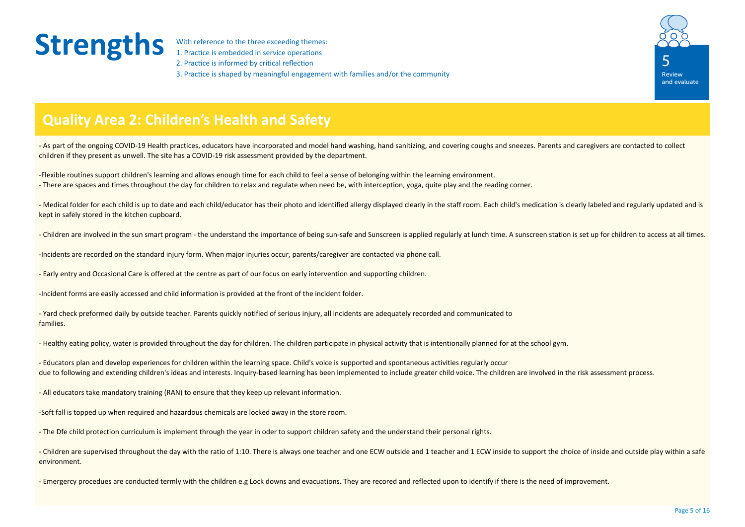# Strengths

With reference to the three exceeding themes:
1. Practice is embedded in service operations
2. Practice is informed by critical reflection
3. Practice is shaped by meaningful engagement with families and/or the community

5
Review and evaluate

## Quality Area 2: Children's Health and Safety

- As part of the ongoing COVID-19 Health practices, educators have incorporated and model hand washing, hand sanitizing, and covering coughs and sneezes. Parents and caregivers are contacted to collect children if they present as unwell. The site has a COVID-19 risk assessment provided by the department.

-Flexible routines support children's learning and allows enough time for each child to feel a sense of belonging within the learning environment.
- There are spaces and times throughout the day for children to relax and regulate when need be, with interception, yoga, quite play and the reading corner.

- Medical folder for each child is up to date and each child/educator has their photo and identified allergy displayed clearly in the staff room. Each child's medication is clearly labeled and regularly updated and is kept in safely stored in the kitchen cupboard.

- Children are involved in the sun smart program - the understand the importance of being sun-safe and Sunscreen is applied regularly at lunch time. A sunscreen station is set up for children to access at all times.

-Incidents are recorded on the standard injury form. When major injuries occur, parents/caregiver are contacted via phone call.

- Early entry and Occasional Care is offered at the centre as part of our focus on early intervention and supporting children.

-Incident forms are easily accessed and child information is provided at the front of the incident folder.

- Yard check preformed daily by outside teacher. Parents quickly notified of serious injury, all incidents are adequately recorded and communicated to families.

- Healthy eating policy, water is provided throughout the day for children. The children participate in physical activity that is intentionally planned for at the school gym.

- Educators plan and develop experiences for children within the learning space. Child's voice is supported and spontaneous activities regularly occur due to following and extending children's ideas and interests. Inquiry-based learning has been implemented to include greater child voice. The children are involved in the risk assessment process.

- All educators take mandatory training (RAN) to ensure that they keep up relevant information.

-Soft fall is topped up when required and hazardous chemicals are locked away in the store room.

- The Dfe child protection curriculum is implement through the year in oder to support children safety and the understand their personal rights.

- Children are supervised throughout the day with the ratio of 1:10. There is always one teacher and one ECW outside and 1 teacher and 1 ECW inside to support the choice of inside and outside play within a safe environment.

- Emergercy procedues are conducted termly with the children e.g Lock downs and evacuations. They are recored and reflected upon to identify if there is the need of improvement.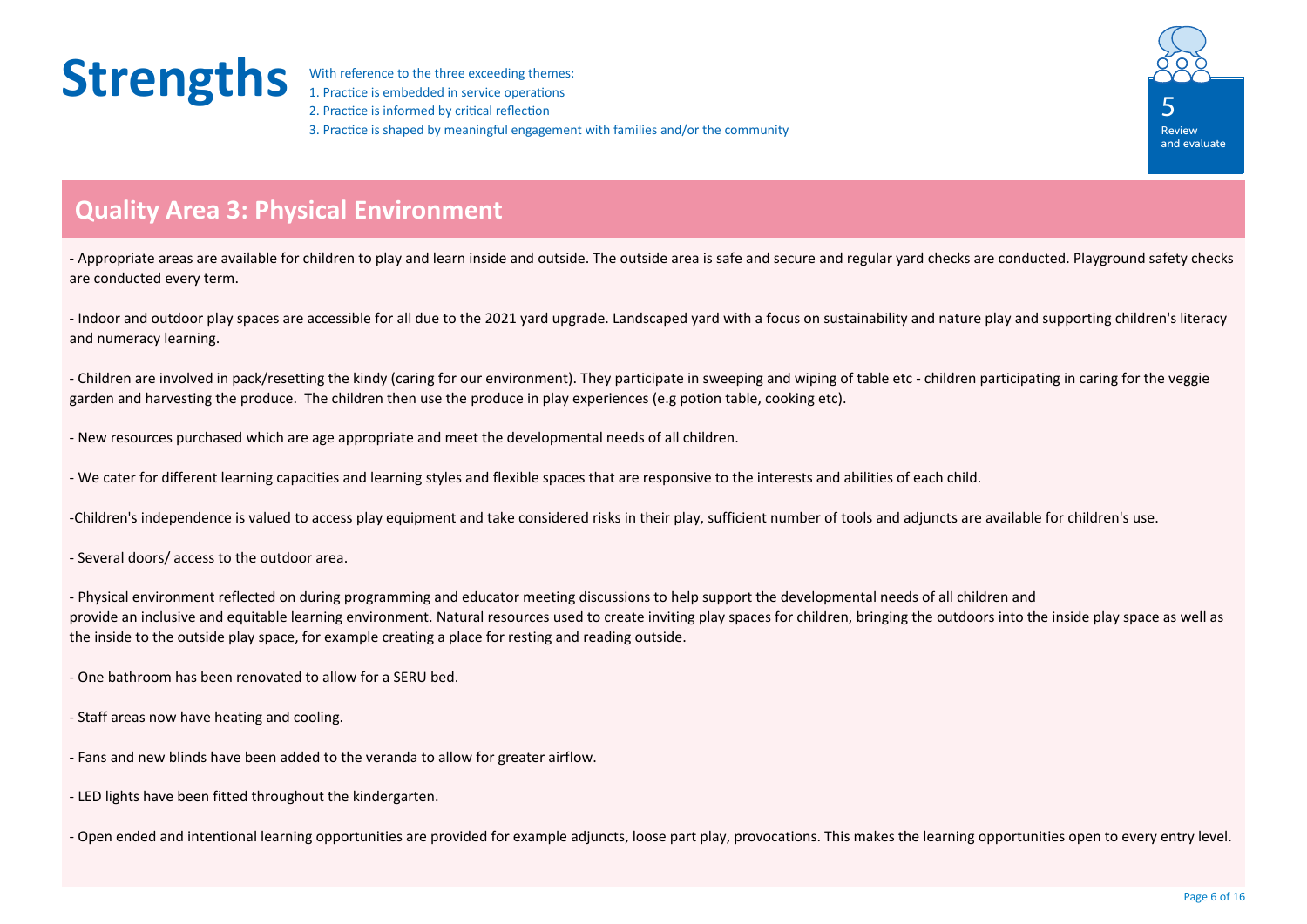# Strengths

With reference to the three exceeding themes:
1. Practice is embedded in service operations
2. Practice is informed by critical reflection
3. Practice is shaped by meaningful engagement with families and/or the community

5
Review and evaluate

## Quality Area 3: Physical Environment

- Appropriate areas are available for children to play and learn inside and outside. The outside area is safe and secure and regular yard checks are conducted. Playground safety checks are conducted every term.

- Indoor and outdoor play spaces are accessible for all due to the 2021 yard upgrade. Landscaped yard with a focus on sustainability and nature play and supporting children's literacy and numeracy learning.

- Children are involved in pack/resetting the kindy (caring for our environment). They participate in sweeping and wiping of table etc - children participating in caring for the veggie garden and harvesting the produce. The children then use the produce in play experiences (e.g potion table, cooking etc).

- New resources purchased which are age appropriate and meet the developmental needs of all children.

- We cater for different learning capacities and learning styles and flexible spaces that are responsive to the interests and abilities of each child.

-Children's independence is valued to access play equipment and take considered risks in their play, sufficient number of tools and adjuncts are available for children's use.

- Several doors/ access to the outdoor area.

- Physical environment reflected on during programming and educator meeting discussions to help support the developmental needs of all children and provide an inclusive and equitable learning environment. Natural resources used to create inviting play spaces for children, bringing the outdoors into the inside play space as well as the inside to the outside play space, for example creating a place for resting and reading outside.

- One bathroom has been renovated to allow for a SERU bed.

- Staff areas now have heating and cooling.

- Fans and new blinds have been added to the veranda to allow for greater airflow.

- LED lights have been fitted throughout the kindergarten.

- Open ended and intentional learning opportunities are provided for example adjuncts, loose part play, provocations. This makes the learning opportunities open to every entry level.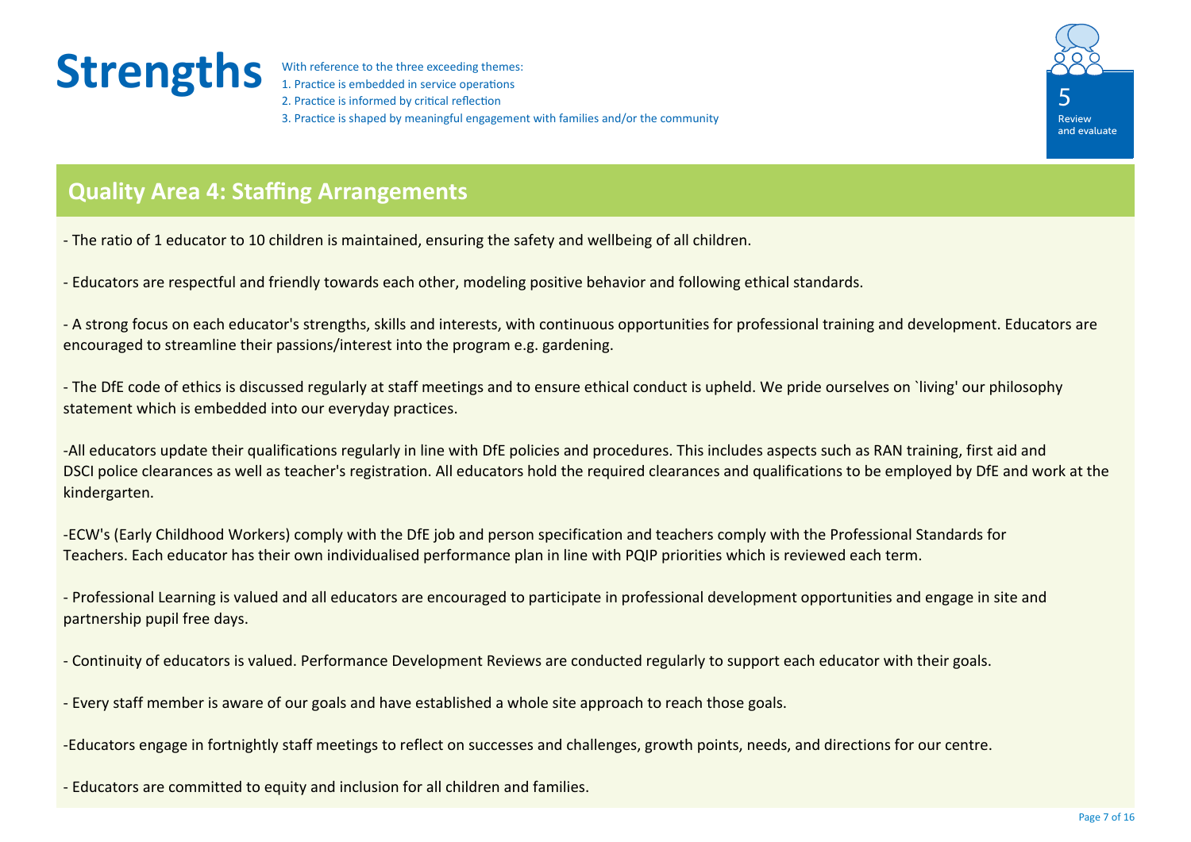# Strengths

With reference to the three exceeding themes:
1. Practice is embedded in service operations
2. Practice is informed by critical reflection
3. Practice is shaped by meaningful engagement with families and/or the community

5
Review and evaluate

## Quality Area 4: Staffing Arrangements

- The ratio of 1 educator to 10 children is maintained, ensuring the safety and wellbeing of all children.

- Educators are respectful and friendly towards each other, modeling positive behavior and following ethical standards.

- A strong focus on each educator's strengths, skills and interests, with continuous opportunities for professional training and development. Educators are encouraged to streamline their passions/interest into the program e.g. gardening.

- The DfE code of ethics is discussed regularly at staff meetings and to ensure ethical conduct is upheld. We pride ourselves on `living' our philosophy statement which is embedded into our everyday practices.

-All educators update their qualifications regularly in line with DfE policies and procedures. This includes aspects such as RAN training, first aid and DSCI police clearances as well as teacher's registration. All educators hold the required clearances and qualifications to be employed by DfE and work at the kindergarten.

-ECW's (Early Childhood Workers) comply with the DfE job and person specification and teachers comply with the Professional Standards for Teachers. Each educator has their own individualised performance plan in line with PQIP priorities which is reviewed each term.

- Professional Learning is valued and all educators are encouraged to participate in professional development opportunities and engage in site and partnership pupil free days.

- Continuity of educators is valued. Performance Development Reviews are conducted regularly to support each educator with their goals.

- Every staff member is aware of our goals and have established a whole site approach to reach those goals.

-Educators engage in fortnightly staff meetings to reflect on successes and challenges, growth points, needs, and directions for our centre.

- Educators are committed to equity and inclusion for all children and families.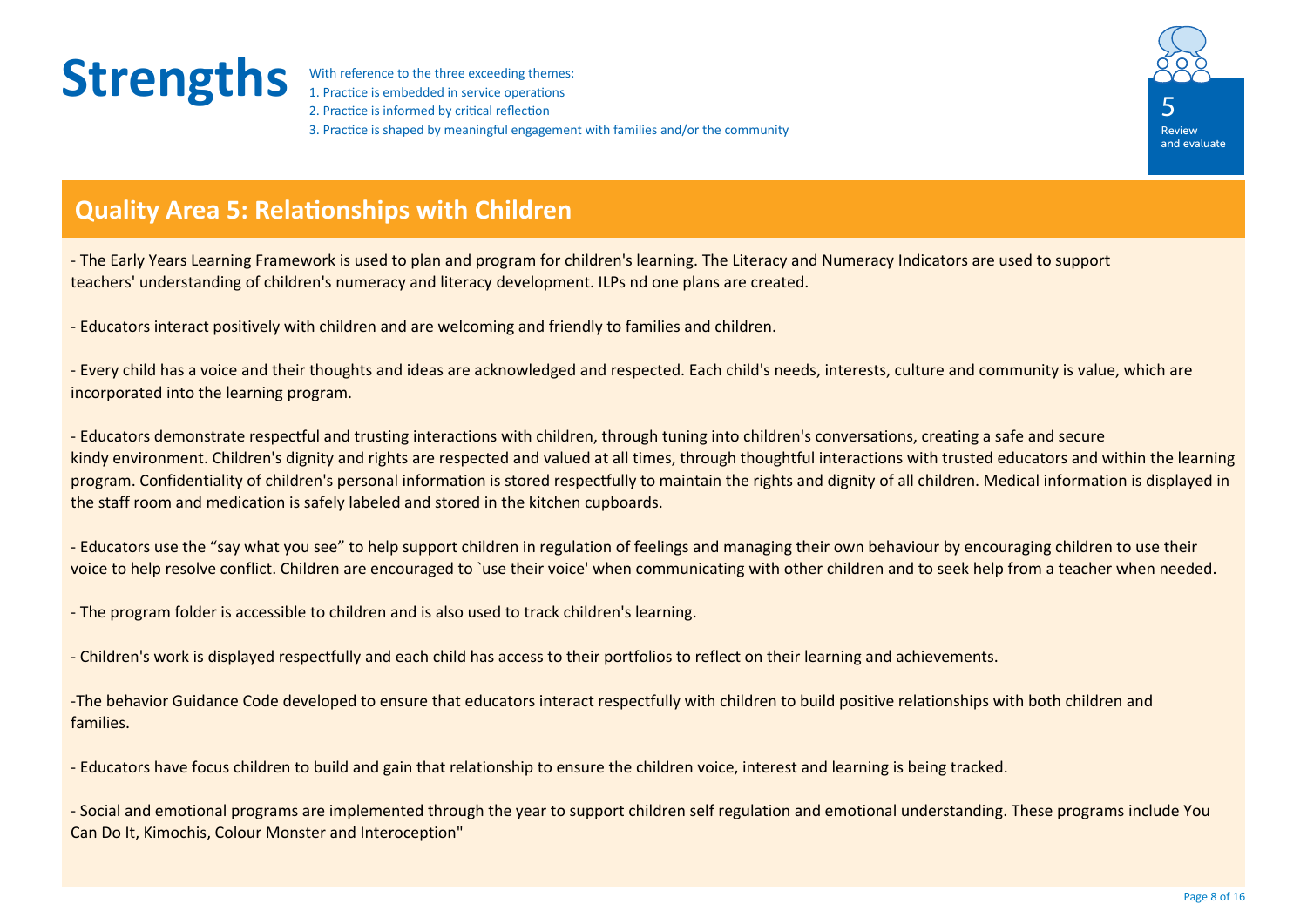# Strengths

With reference to the three exceeding themes:
1. Practice is embedded in service operations
2. Practice is informed by critical reflection
3. Practice is shaped by meaningful engagement with families and/or the community

5
Review and evaluate

## Quality Area 5: Relationships with Children

- The Early Years Learning Framework is used to plan and program for children's learning. The Literacy and Numeracy Indicators are used to support teachers' understanding of children's numeracy and literacy development. ILPs nd one plans are created.

- Educators interact positively with children and are welcoming and friendly to families and children.

- Every child has a voice and their thoughts and ideas are acknowledged and respected. Each child's needs, interests, culture and community is value, which are incorporated into the learning program.

- Educators demonstrate respectful and trusting interactions with children, through tuning into children's conversations, creating a safe and secure kindy environment. Children's dignity and rights are respected and valued at all times, through thoughtful interactions with trusted educators and within the learning program. Confidentiality of children's personal information is stored respectfully to maintain the rights and dignity of all children. Medical information is displayed in the staff room and medication is safely labeled and stored in the kitchen cupboards.

- Educators use the "say what you see" to help support children in regulation of feelings and managing their own behaviour by encouraging children to use their voice to help resolve conflict. Children are encouraged to `use their voice' when communicating with other children and to seek help from a teacher when needed.

- The program folder is accessible to children and is also used to track children's learning.

- Children's work is displayed respectfully and each child has access to their portfolios to reflect on their learning and achievements.

-The behavior Guidance Code developed to ensure that educators interact respectfully with children to build positive relationships with both children and families.

- Educators have focus children to build and gain that relationship to ensure the children voice, interest and learning is being tracked.

- Social and emotional programs are implemented through the year to support children self regulation and emotional understanding. These programs include You Can Do It, Kimochis, Colour Monster and Interoception"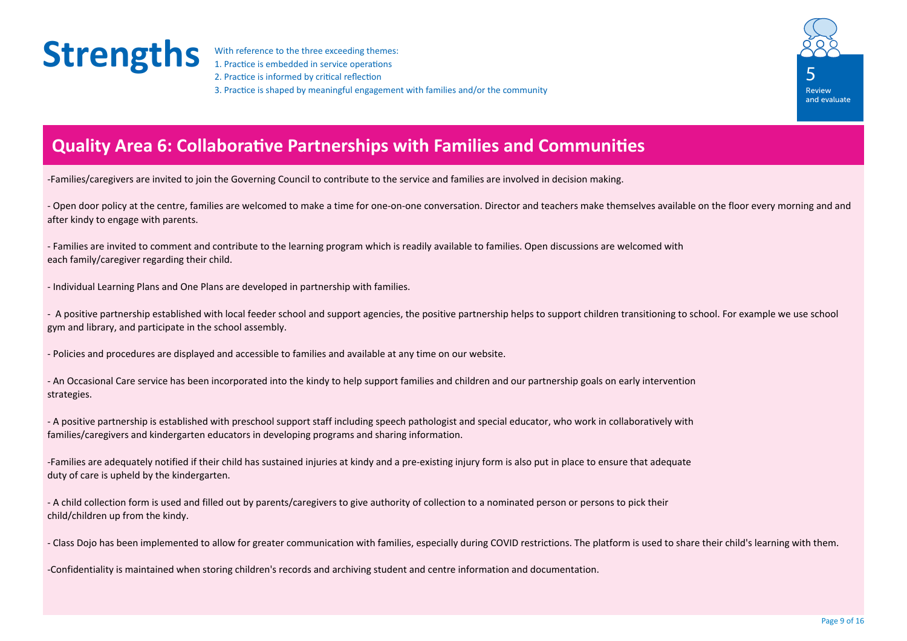# Strengths

With reference to the three exceeding themes:
1. Practice is embedded in service operations
2. Practice is informed by critical reflection
3. Practice is shaped by meaningful engagement with families and/or the community

5
Review and evaluate

## Quality Area 6: Collaborative Partnerships with Families and Communities

-Families/caregivers are invited to join the Governing Council to contribute to the service and families are involved in decision making.

- Open door policy at the centre, families are welcomed to make a time for one-on-one conversation. Director and teachers make themselves available on the floor every morning and and after kindy to engage with parents.

- Families are invited to comment and contribute to the learning program which is readily available to families. Open discussions are welcomed with each family/caregiver regarding their child.

- Individual Learning Plans and One Plans are developed in partnership with families.

- A positive partnership established with local feeder school and support agencies, the positive partnership helps to support children transitioning to school. For example we use school gym and library, and participate in the school assembly.

- Policies and procedures are displayed and accessible to families and available at any time on our website.

- An Occasional Care service has been incorporated into the kindy to help support families and children and our partnership goals on early intervention strategies.

- A positive partnership is established with preschool support staff including speech pathologist and special educator, who work in collaboratively with families/caregivers and kindergarten educators in developing programs and sharing information.

-Families are adequately notified if their child has sustained injuries at kindy and a pre-existing injury form is also put in place to ensure that adequate duty of care is upheld by the kindergarten.

- A child collection form is used and filled out by parents/caregivers to give authority of collection to a nominated person or persons to pick their child/children up from the kindy.

- Class Dojo has been implemented to allow for greater communication with families, especially during COVID restrictions. The platform is used to share their child's learning with them.

-Confidentiality is maintained when storing children's records and archiving student and centre information and documentation.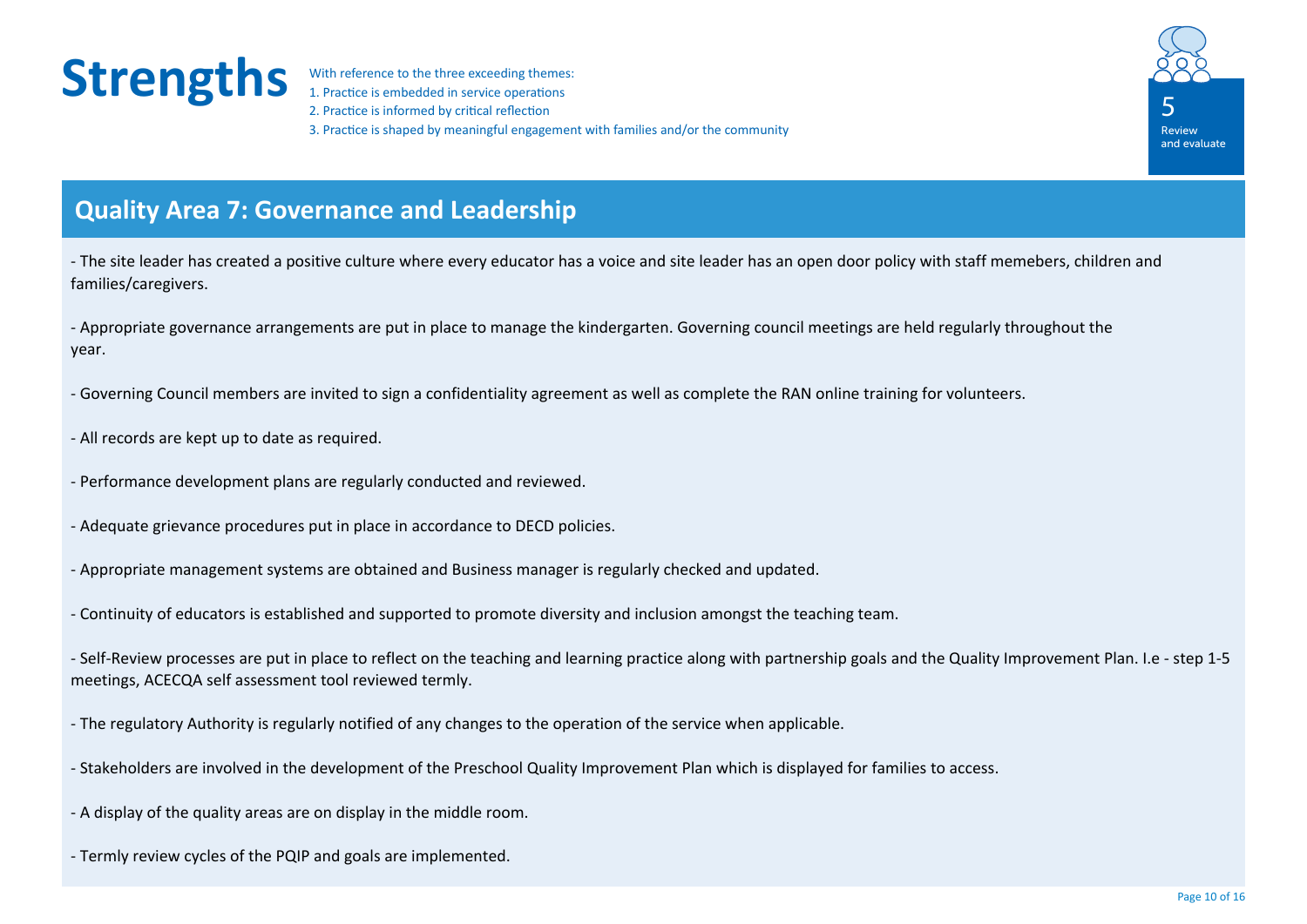# Strengths

With reference to the three exceeding themes:
1. Practice is embedded in service operations
2. Practice is informed by critical reflection
3. Practice is shaped by meaningful engagement with families and/or the community

5
Review and evaluate

## Quality Area 7: Governance and Leadership

- The site leader has created a positive culture where every educator has a voice and site leader has an open door policy with staff memebers, children and families/caregivers.

- Appropriate governance arrangements are put in place to manage the kindergarten. Governing council meetings are held regularly throughout the year.

- Governing Council members are invited to sign a confidentiality agreement as well as complete the RAN online training for volunteers.

- All records are kept up to date as required.

- Performance development plans are regularly conducted and reviewed.

- Adequate grievance procedures put in place in accordance to DECD policies.

- Appropriate management systems are obtained and Business manager is regularly checked and updated.

- Continuity of educators is established and supported to promote diversity and inclusion amongst the teaching team.

- Self-Review processes are put in place to reflect on the teaching and learning practice along with partnership goals and the Quality Improvement Plan. I.e - step 1-5 meetings, ACECQA self assessment tool reviewed termly.

- The regulatory Authority is regularly notified of any changes to the operation of the service when applicable.

- Stakeholders are involved in the development of the Preschool Quality Improvement Plan which is displayed for families to access.

- A display of the quality areas are on display in the middle room.

- Termly review cycles of the PQIP and goals are implemented.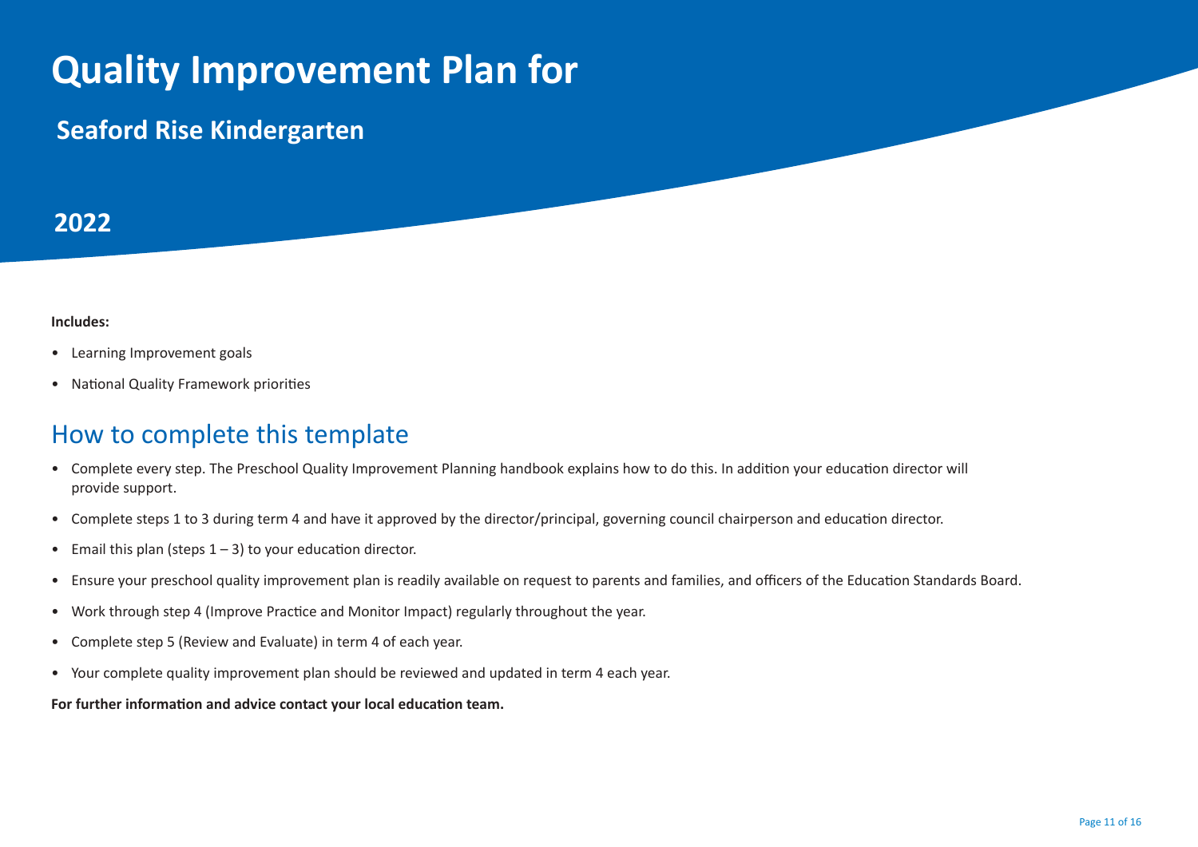# Quality Improvement Plan for

## Seaford Rise Kindergarten

## 2022

**Includes:**

- Learning Improvement goals
- National Quality Framework priorities

## How to complete this template

- Complete every step. The Preschool Quality Improvement Planning handbook explains how to do this. In addition your education director will provide support.
- Complete steps 1 to 3 during term 4 and have it approved by the director/principal, governing council chairperson and education director.
- Email this plan (steps 1 – 3) to your education director.
- Ensure your preschool quality improvement plan is readily available on request to parents and families, and officers of the Education Standards Board.
- Work through step 4 (Improve Practice and Monitor Impact) regularly throughout the year.
- Complete step 5 (Review and Evaluate) in term 4 of each year.
- Your complete quality improvement plan should be reviewed and updated in term 4 each year.

**For further information and advice contact your local education team.**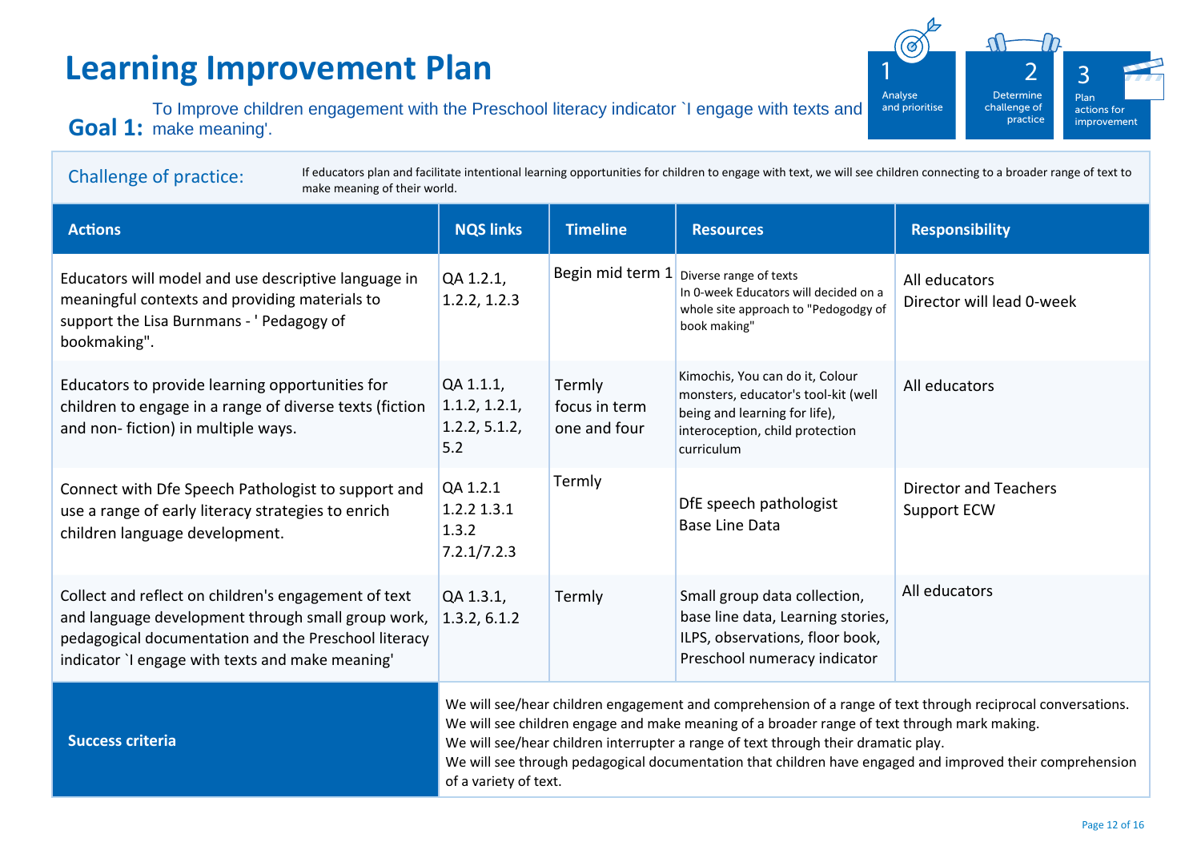# Learning Improvement Plan

**Goal 1:** To Improve children engagement with the Preschool literacy indicator `I engage with texts and make meaning'.

1 Analyse and prioritise | 2 Determine challenge of practice | 3 Plan actions for improvement

**Challenge of practice:** If educators plan and facilitate intentional learning opportunities for children to engage with text, we will see children connecting to a broader range of text to make meaning of their world.

| Actions | NQS links | Timeline | Resources | Responsibility |
|---|---|---|---|---|
| Educators will model and use descriptive language in meaningful contexts and providing materials to support the Lisa Burnmans - ' Pedagogy of bookmaking". | QA 1.2.1, 1.2.2, 1.2.3 | Begin mid term 1 | Diverse range of texts<br>In 0-week Educators will decided on a whole site approach to "Pedogodgy of book making" | All educators<br>Director will lead 0-week |
| Educators to provide learning opportunities for children to engage in a range of diverse texts (fiction and non- fiction) in multiple ways. | QA 1.1.1, 1.1.2, 1.2.1, 1.2.2, 5.1.2, 5.2 | Termly focus in term one and four | Kimochis, You can do it, Colour monsters, educator's tool-kit (well being and learning for life), interoception, child protection curriculum | All educators |
| Connect with Dfe Speech Pathologist to support and use a range of early literacy strategies to enrich children language development. | QA 1.2.1 1.2.2 1.3.1 1.3.2 7.2.1/7.2.3 | Termly | DfE speech pathologist<br>Base Line Data | Director and Teachers<br>Support ECW |
| Collect and reflect on children's engagement of text and language development through small group work, pedagogical documentation and the Preschool literacy indicator `I engage with texts and make meaning' | QA 1.3.1, 1.3.2, 6.1.2 | Termly | Small group data collection, base line data, Learning stories, ILPS, observations, floor book, Preschool numeracy indicator | All educators |

| **Success criteria** | |
|---|---|
| | We will see/hear children engagement and comprehension of a range of text through reciprocal conversations.<br>We will see children engage and make meaning of a broader range of text through mark making.<br>We will see/hear children interrupter a range of text through their dramatic play.<br>We will see through pedagogical documentation that children have engaged and improved their comprehension of a variety of text. |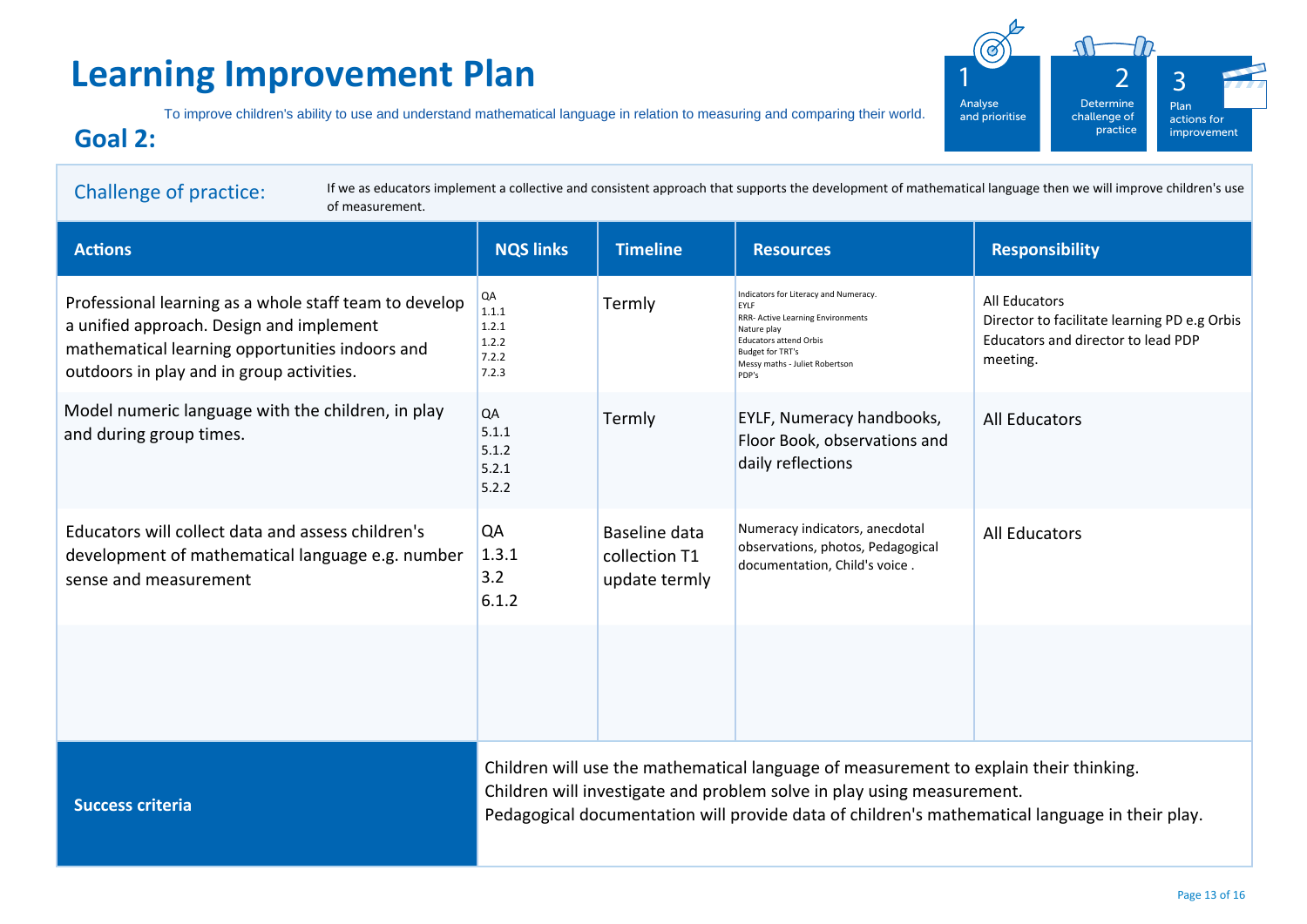# Learning Improvement Plan

## Goal 2:

To improve children's ability to use and understand mathematical language in relation to measuring and comparing their world.

1 Analyse and prioritise

2 Determine challenge of practice

3 Plan actions for improvement

**Challenge of practice:** If we as educators implement a collective and consistent approach that supports the development of mathematical language then we will improve children's use of measurement.

| Actions | NQS links | Timeline | Resources | Responsibility |
|---|---|---|---|---|
| Professional learning as a whole staff team to develop a unified approach. Design and implement mathematical learning opportunities indoors and outdoors in play and in group activities. | QA<br>1.1.1<br>1.2.1<br>1.2.2<br>7.2.2<br>7.2.3 | Termly | Indicators for Literacy and Numeracy.<br>EYLF<br>RRR- Active Learning Environments<br>Nature play<br>Educators attend Orbis<br>Budget for TRT's<br>Messy maths - Juliet Robertson<br>PDP's | All Educators<br>Director to facilitate learning PD e.g Orbis<br>Educators and director to lead PDP meeting. |
| Model numeric language with the children, in play and during group times. | QA<br>5.1.1<br>5.1.2<br>5.2.1<br>5.2.2 | Termly | EYLF, Numeracy handbooks, Floor Book, observations and daily reflections | All Educators |
| Educators will collect data and assess children's development of mathematical language e.g. number sense and measurement | QA<br>1.3.1<br>3.2<br>6.1.2 | Baseline data collection T1 update termly | Numeracy indicators, anecdotal observations, photos, Pedagogical documentation, Child's voice . | All Educators |
| | | | | |

**Success criteria**

Children will use the mathematical language of measurement to explain their thinking.
Children will investigate and problem solve in play using measurement.
Pedagogical documentation will provide data of children's mathematical language in their play.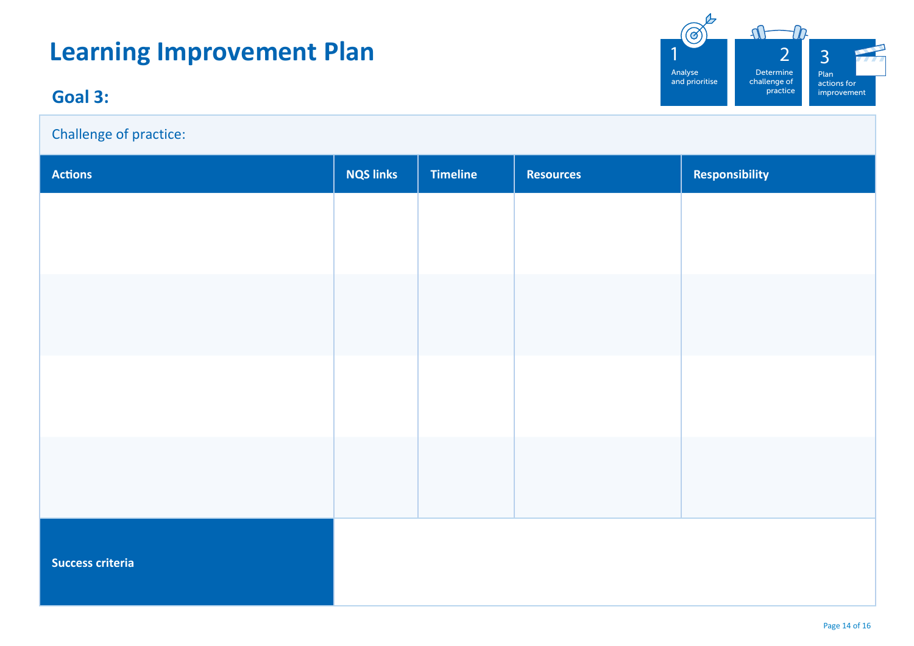# Learning Improvement Plan

1 Analyse and prioritise

2 Determine challenge of practice

3 Plan actions for improvement

## Goal 3:

Challenge of practice:

| Actions | NQS links | Timeline | Resources | Responsibility |
|---|---|---|---|---|
| | | | | |
| | | | | |
| | | | | |
| | | | | |

| **Success criteria** | |
|---|---|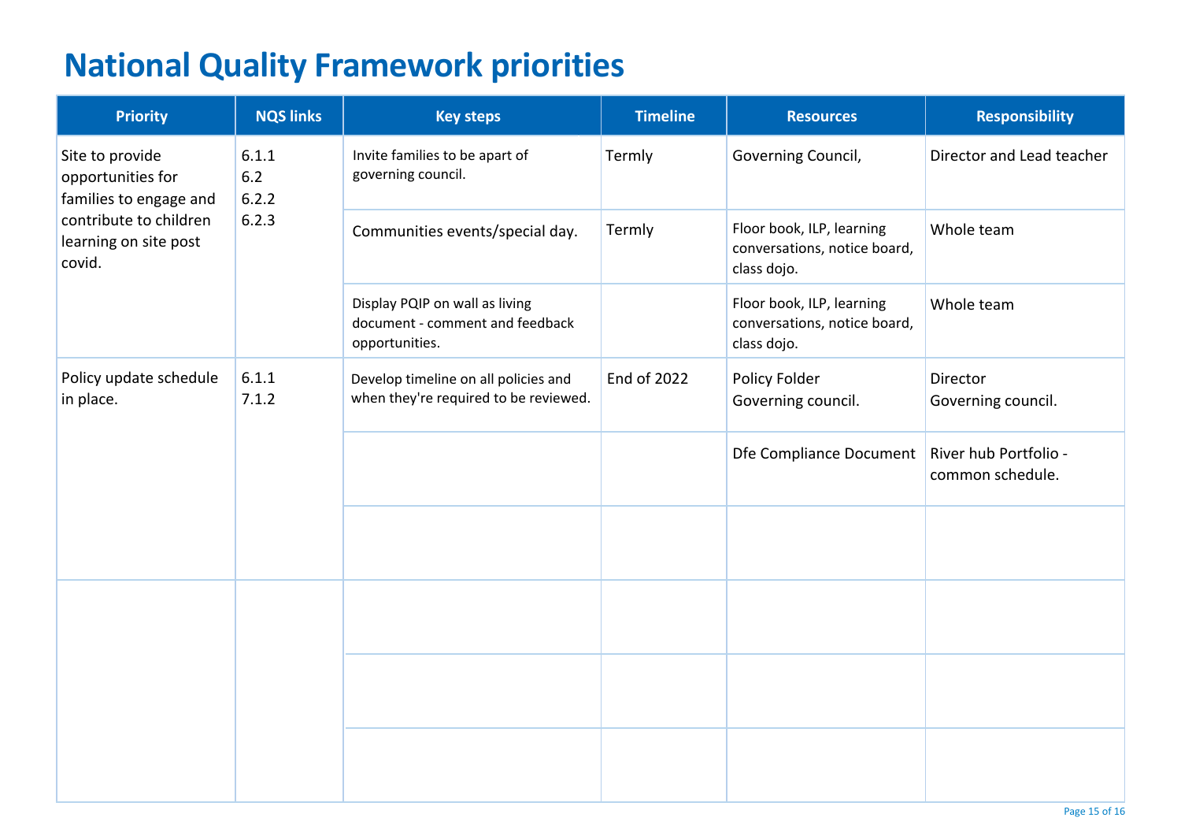# National Quality Framework priorities

| Priority | NQS links | Key steps | Timeline | Resources | Responsibility |
|---|---|---|---|---|---|
| Site to provide opportunities for families to engage and contribute to children learning on site post covid. | 6.1.1<br>6.2<br>6.2.2<br>6.2.3 | Invite families to be apart of governing council. | Termly | Governing Council, | Director and Lead teacher |
| | | Communities events/special day. | Termly | Floor book, ILP, learning conversations, notice board, class dojo. | Whole team |
| | | Display PQIP on wall as living document - comment and feedback opportunities. | | Floor book, ILP, learning conversations, notice board, class dojo. | Whole team |
| Policy update schedule in place. | 6.1.1<br>7.1.2 | Develop timeline on all policies and when they're required to be reviewed. | End of 2022 | Policy Folder<br>Governing council. | Director<br>Governing council. |
| | | | | Dfe Compliance Document | River hub Portfolio - common schedule. |
| | | | | | |
| | | | | | |
| | | | | | |
| | | | | | |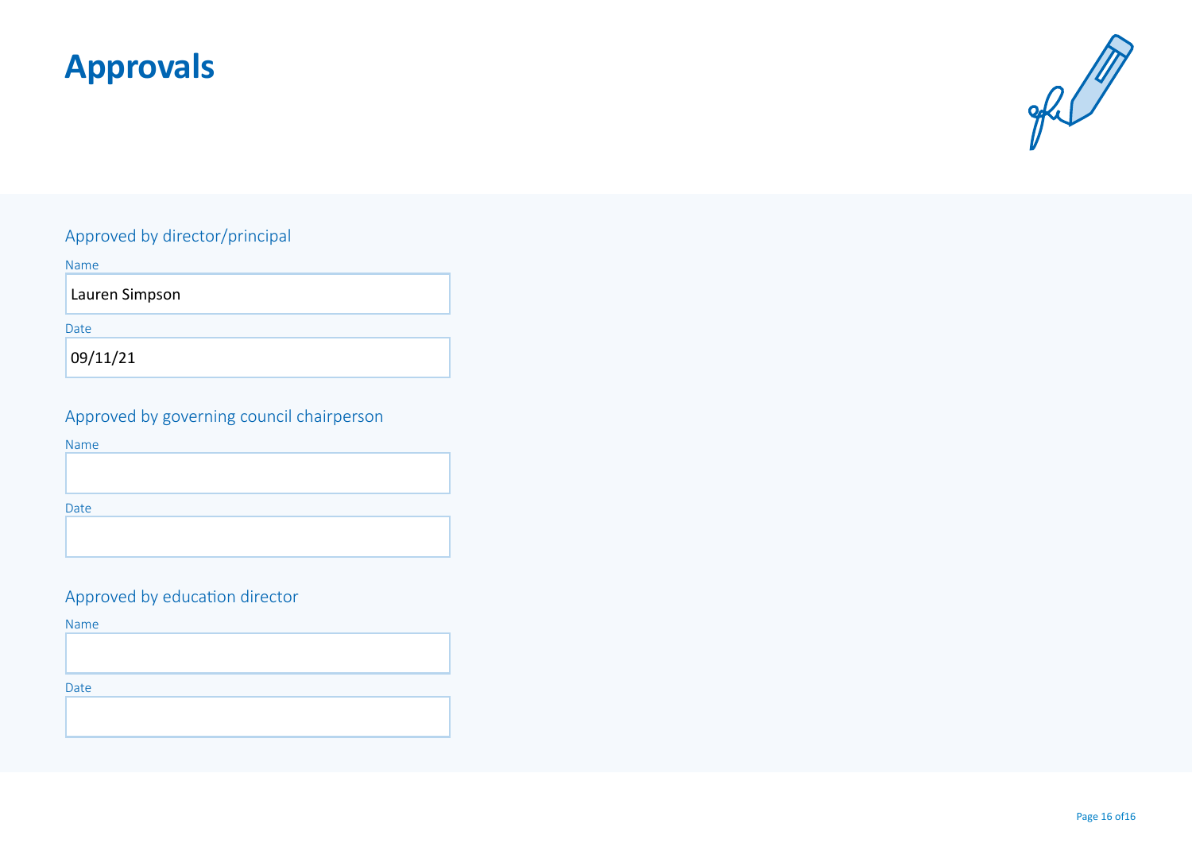# Approvals

## Approved by director/principal

Name

Lauren Simpson

Date

09/11/21

## Approved by governing council chairperson

Name

Date

## Approved by education director

Name

Date